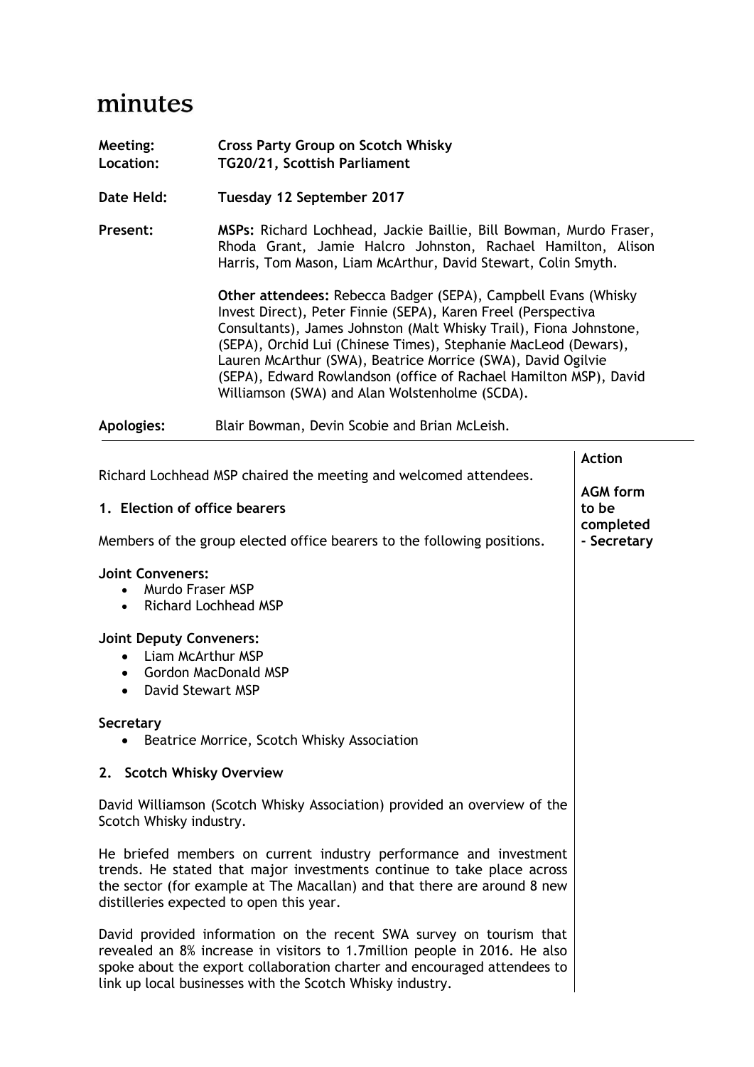# minutes

**Meeting:** **Cross Party Group on Scotch Whisky**
**Location:** **TG20/21, Scottish Parliament**

**Date Held:** **Tuesday 12 September 2017**

**Present:** **MSPs:** Richard Lochhead, Jackie Baillie, Bill Bowman, Murdo Fraser, Rhoda Grant, Jamie Halcro Johnston, Rachael Hamilton, Alison Harris, Tom Mason, Liam McArthur, David Stewart, Colin Smyth.

**Other attendees:** Rebecca Badger (SEPA), Campbell Evans (Whisky Invest Direct), Peter Finnie (SEPA), Karen Freel (Perspectiva Consultants), James Johnston (Malt Whisky Trail), Fiona Johnstone, (SEPA), Orchid Lui (Chinese Times), Stephanie MacLeod (Dewars), Lauren McArthur (SWA), Beatrice Morrice (SWA), David Ogilvie (SEPA), Edward Rowlandson (office of Rachael Hamilton MSP), David Williamson (SWA) and Alan Wolstenholme (SCDA).

**Apologies:** Blair Bowman, Devin Scobie and Brian McLeish.

---

**Action**

Richard Lochhead MSP chaired the meeting and welcomed attendees.

### 1. Election of office bearers

**AGM form to be completed - Secretary**

Members of the group elected office bearers to the following positions.

**Joint Conveners:**
- Murdo Fraser MSP
- Richard Lochhead MSP

**Joint Deputy Conveners:**
- Liam McArthur MSP
- Gordon MacDonald MSP
- David Stewart MSP

**Secretary**
- Beatrice Morrice, Scotch Whisky Association

### 2. Scotch Whisky Overview

David Williamson (Scotch Whisky Association) provided an overview of the Scotch Whisky industry.

He briefed members on current industry performance and investment trends. He stated that major investments continue to take place across the sector (for example at The Macallan) and that there are around 8 new distilleries expected to open this year.

David provided information on the recent SWA survey on tourism that revealed an 8% increase in visitors to 1.7million people in 2016. He also spoke about the export collaboration charter and encouraged attendees to link up local businesses with the Scotch Whisky industry.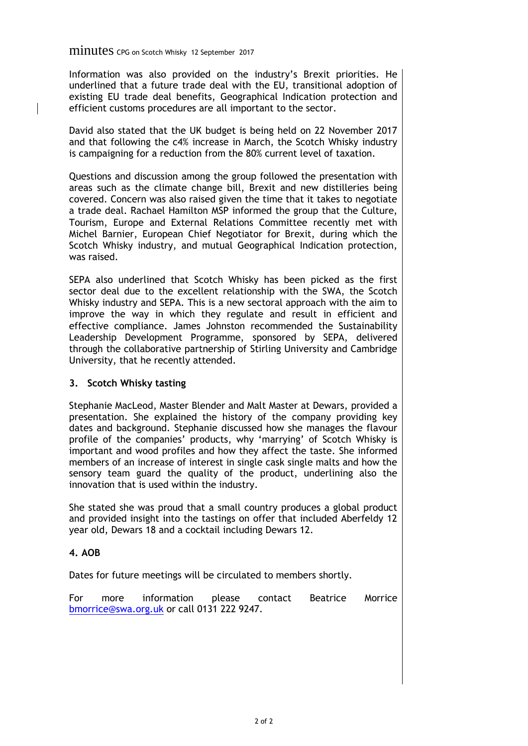Information was also provided on the industry's Brexit priorities. He underlined that a future trade deal with the EU, transitional adoption of existing EU trade deal benefits, Geographical Indication protection and efficient customs procedures are all important to the sector.

David also stated that the UK budget is being held on 22 November 2017 and that following the c4% increase in March, the Scotch Whisky industry is campaigning for a reduction from the 80% current level of taxation.

Questions and discussion among the group followed the presentation with areas such as the climate change bill, Brexit and new distilleries being covered. Concern was also raised given the time that it takes to negotiate a trade deal. Rachael Hamilton MSP informed the group that the Culture, Tourism, Europe and External Relations Committee recently met with Michel Barnier, European Chief Negotiator for Brexit, during which the Scotch Whisky industry, and mutual Geographical Indication protection, was raised.

SEPA also underlined that Scotch Whisky has been picked as the first sector deal due to the excellent relationship with the SWA, the Scotch Whisky industry and SEPA. This is a new sectoral approach with the aim to improve the way in which they regulate and result in efficient and effective compliance. James Johnston recommended the Sustainability Leadership Development Programme, sponsored by SEPA, delivered through the collaborative partnership of Stirling University and Cambridge University, that he recently attended.

### 3. Scotch Whisky tasting

Stephanie MacLeod, Master Blender and Malt Master at Dewars, provided a presentation. She explained the history of the company providing key dates and background. Stephanie discussed how she manages the flavour profile of the companies' products, why 'marrying' of Scotch Whisky is important and wood profiles and how they affect the taste. She informed members of an increase of interest in single cask single malts and how the sensory team guard the quality of the product, underlining also the innovation that is used within the industry.

She stated she was proud that a small country produces a global product and provided insight into the tastings on offer that included Aberfeldy 12 year old, Dewars 18 and a cocktail including Dewars 12.

### 4. AOB

Dates for future meetings will be circulated to members shortly.

For more information please contact Beatrice Morrice bmorrice@swa.org.uk or call 0131 222 9247.